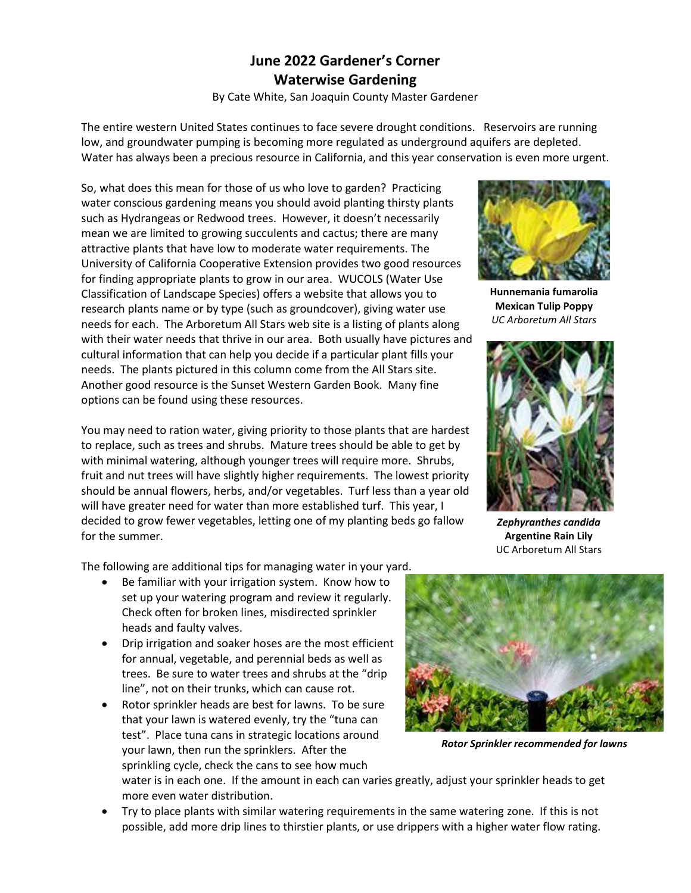# June 2022 Gardener's Corner
# Waterwise Gardening

By Cate White, San Joaquin County Master Gardener

The entire western United States continues to face severe drought conditions. Reservoirs are running low, and groundwater pumping is becoming more regulated as underground aquifers are depleted. Water has always been a precious resource in California, and this year conservation is even more urgent.

So, what does this mean for those of us who love to garden? Practicing water conscious gardening means you should avoid planting thirsty plants such as Hydrangeas or Redwood trees. However, it doesn't necessarily mean we are limited to growing succulents and cactus; there are many attractive plants that have low to moderate water requirements. The University of California Cooperative Extension provides two good resources for finding appropriate plants to grow in our area. WUCOLS (Water Use Classification of Landscape Species) offers a website that allows you to research plants name or by type (such as groundcover), giving water use needs for each. The Arboretum All Stars web site is a listing of plants along with their water needs that thrive in our area. Both usually have pictures and cultural information that can help you decide if a particular plant fills your needs. The plants pictured in this column come from the All Stars site. Another good resource is the Sunset Western Garden Book. Many fine options can be found using these resources.

**Hunnemania fumarolia**
**Mexican Tulip Poppy**
*UC Arboretum All Stars*

***Zephyranthes candida***
**Argentine Rain Lily**
UC Arboretum All Stars

You may need to ration water, giving priority to those plants that are hardest to replace, such as trees and shrubs. Mature trees should be able to get by with minimal watering, although younger trees will require more. Shrubs, fruit and nut trees will have slightly higher requirements. The lowest priority should be annual flowers, herbs, and/or vegetables. Turf less than a year old will have greater need for water than more established turf. This year, I decided to grow fewer vegetables, letting one of my planting beds go fallow for the summer.

The following are additional tips for managing water in your yard.

- Be familiar with your irrigation system. Know how to set up your watering program and review it regularly. Check often for broken lines, misdirected sprinkler heads and faulty valves.
- Drip irrigation and soaker hoses are the most efficient for annual, vegetable, and perennial beds as well as trees. Be sure to water trees and shrubs at the "drip line", not on their trunks, which can cause rot.
- Rotor sprinkler heads are best for lawns. To be sure that your lawn is watered evenly, try the "tuna can test". Place tuna cans in strategic locations around your lawn, then run the sprinklers. After the sprinkling cycle, check the cans to see how much water is in each one. If the amount in each can varies greatly, adjust your sprinkler heads to get more even water distribution.
- Try to place plants with similar watering requirements in the same watering zone. If this is not possible, add more drip lines to thirstier plants, or use drippers with a higher water flow rating.

***Rotor Sprinkler recommended for lawns***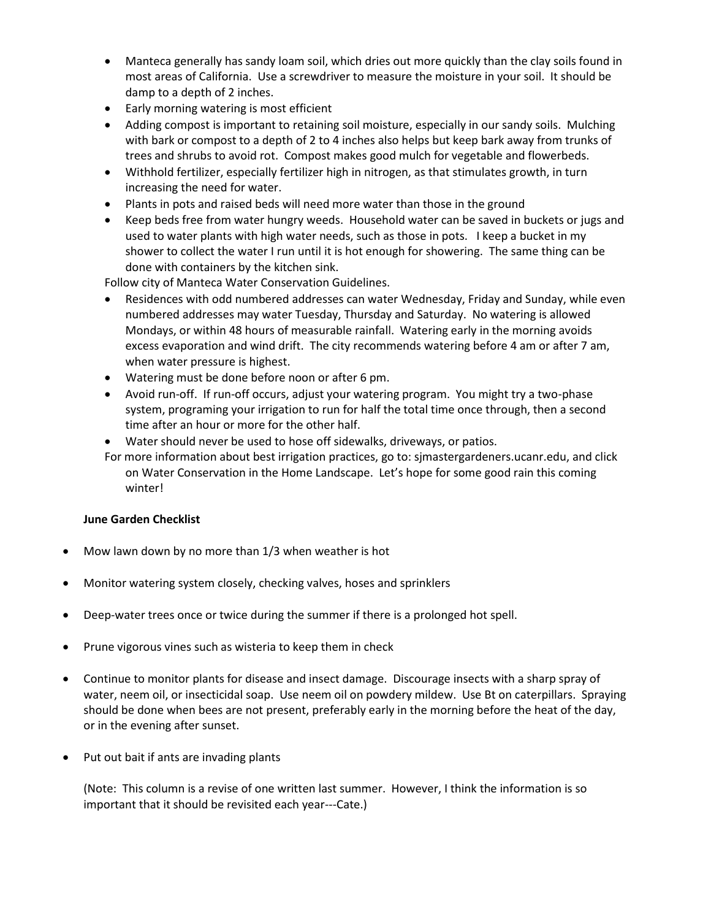- Manteca generally has sandy loam soil, which dries out more quickly than the clay soils found in most areas of California. Use a screwdriver to measure the moisture in your soil. It should be damp to a depth of 2 inches.
- Early morning watering is most efficient
- Adding compost is important to retaining soil moisture, especially in our sandy soils. Mulching with bark or compost to a depth of 2 to 4 inches also helps but keep bark away from trunks of trees and shrubs to avoid rot. Compost makes good mulch for vegetable and flowerbeds.
- Withhold fertilizer, especially fertilizer high in nitrogen, as that stimulates growth, in turn increasing the need for water.
- Plants in pots and raised beds will need more water than those in the ground
- Keep beds free from water hungry weeds. Household water can be saved in buckets or jugs and used to water plants with high water needs, such as those in pots. I keep a bucket in my shower to collect the water I run until it is hot enough for showering. The same thing can be done with containers by the kitchen sink.

Follow city of Manteca Water Conservation Guidelines.

- Residences with odd numbered addresses can water Wednesday, Friday and Sunday, while even numbered addresses may water Tuesday, Thursday and Saturday. No watering is allowed Mondays, or within 48 hours of measurable rainfall. Watering early in the morning avoids excess evaporation and wind drift. The city recommends watering before 4 am or after 7 am, when water pressure is highest.
- Watering must be done before noon or after 6 pm.
- Avoid run-off. If run-off occurs, adjust your watering program. You might try a two-phase system, programing your irrigation to run for half the total time once through, then a second time after an hour or more for the other half.
- Water should never be used to hose off sidewalks, driveways, or patios.

For more information about best irrigation practices, go to: sjmastergardeners.ucanr.edu, and click on Water Conservation in the Home Landscape. Let's hope for some good rain this coming winter!

**June Garden Checklist**

- Mow lawn down by no more than 1/3 when weather is hot
- Monitor watering system closely, checking valves, hoses and sprinklers
- Deep-water trees once or twice during the summer if there is a prolonged hot spell.
- Prune vigorous vines such as wisteria to keep them in check
- Continue to monitor plants for disease and insect damage. Discourage insects with a sharp spray of water, neem oil, or insecticidal soap. Use neem oil on powdery mildew. Use Bt on caterpillars. Spraying should be done when bees are not present, preferably early in the morning before the heat of the day, or in the evening after sunset.
- Put out bait if ants are invading plants

(Note: This column is a revise of one written last summer. However, I think the information is so important that it should be revisited each year---Cate.)